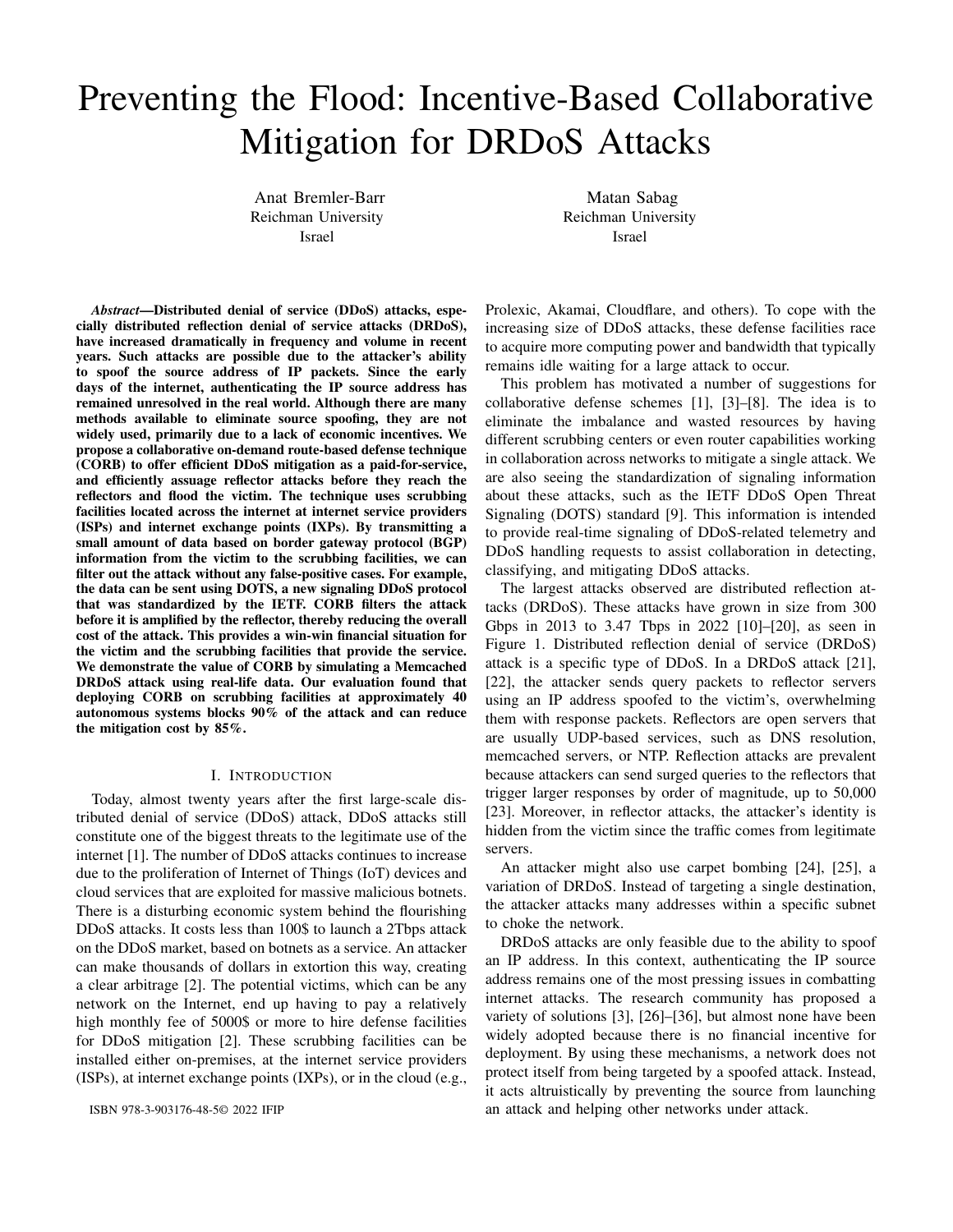# Preventing the Flood: Incentive-Based Collaborative Mitigation for DRDoS Attacks

Anat Bremler-Barr
Reichman University
Israel

Matan Sabag
Reichman University
Israel

***Abstract*—Distributed denial of service (DDoS) attacks, especially distributed reflection denial of service attacks (DRDoS), have increased dramatically in frequency and volume in recent years. Such attacks are possible due to the attacker's ability to spoof the source address of IP packets. Since the early days of the internet, authenticating the IP source address has remained unresolved in the real world. Although there are many methods available to eliminate source spoofing, they are not widely used, primarily due to a lack of economic incentives. We propose a collaborative on-demand route-based defense technique (CORB) to offer efficient DDoS mitigation as a paid-for-service, and efficiently assuage reflector attacks before they reach the reflectors and flood the victim. The technique uses scrubbing facilities located across the internet at internet service providers (ISPs) and internet exchange points (IXPs). By transmitting a small amount of data based on border gateway protocol (BGP) information from the victim to the scrubbing facilities, we can filter out the attack without any false-positive cases. For example, the data can be sent using DOTS, a new signaling DDoS protocol that was standardized by the IETF. CORB filters the attack before it is amplified by the reflector, thereby reducing the overall cost of the attack. This provides a win-win financial situation for the victim and the scrubbing facilities that provide the service. We demonstrate the value of CORB by simulating a Memcached DRDoS attack using real-life data. Our evaluation found that deploying CORB on scrubbing facilities at approximately 40 autonomous systems blocks 90% of the attack and can reduce the mitigation cost by 85%.**

## I. Introduction

Today, almost twenty years after the first large-scale distributed denial of service (DDoS) attack, DDoS attacks still constitute one of the biggest threats to the legitimate use of the internet [1]. The number of DDoS attacks continues to increase due to the proliferation of Internet of Things (IoT) devices and cloud services that are exploited for massive malicious botnets. There is a disturbing economic system behind the flourishing DDoS attacks. It costs less than 100$ to launch a 2Tbps attack on the DDoS market, based on botnets as a service. An attacker can make thousands of dollars in extortion this way, creating a clear arbitrage [2]. The potential victims, which can be any network on the Internet, end up having to pay a relatively high monthly fee of 5000$ or more to hire defense facilities for DDoS mitigation [2]. These scrubbing facilities can be installed either on-premises, at the internet service providers (ISPs), at internet exchange points (IXPs), or in the cloud (e.g., Prolexic, Akamai, Cloudflare, and others). To cope with the increasing size of DDoS attacks, these defense facilities race to acquire more computing power and bandwidth that typically remains idle waiting for a large attack to occur.

This problem has motivated a number of suggestions for collaborative defense schemes [1], [3]–[8]. The idea is to eliminate the imbalance and wasted resources by having different scrubbing centers or even router capabilities working in collaboration across networks to mitigate a single attack. We are also seeing the standardization of signaling information about these attacks, such as the IETF DDoS Open Threat Signaling (DOTS) standard [9]. This information is intended to provide real-time signaling of DDoS-related telemetry and DDoS handling requests to assist collaboration in detecting, classifying, and mitigating DDoS attacks.

The largest attacks observed are distributed reflection attacks (DRDoS). These attacks have grown in size from 300 Gbps in 2013 to 3.47 Tbps in 2022 [10]–[20], as seen in Figure 1. Distributed reflection denial of service (DRDoS) attack is a specific type of DDoS. In a DRDoS attack [21], [22], the attacker sends query packets to reflector servers using an IP address spoofed to the victim's, overwhelming them with response packets. Reflectors are open servers that are usually UDP-based services, such as DNS resolution, memcached servers, or NTP. Reflection attacks are prevalent because attackers can send surged queries to the reflectors that trigger larger responses by order of magnitude, up to 50,000 [23]. Moreover, in reflector attacks, the attacker's identity is hidden from the victim since the traffic comes from legitimate servers.

An attacker might also use carpet bombing [24], [25], a variation of DRDoS. Instead of targeting a single destination, the attacker attacks many addresses within a specific subnet to choke the network.

DRDoS attacks are only feasible due to the ability to spoof an IP address. In this context, authenticating the IP source address remains one of the most pressing issues in combatting internet attacks. The research community has proposed a variety of solutions [3], [26]–[36], but almost none have been widely adopted because there is no financial incentive for deployment. By using these mechanisms, a network does not protect itself from being targeted by a spoofed attack. Instead, it acts altruistically by preventing the source from launching an attack and helping other networks under attack.

ISBN 978-3-903176-48-5© 2022 IFIP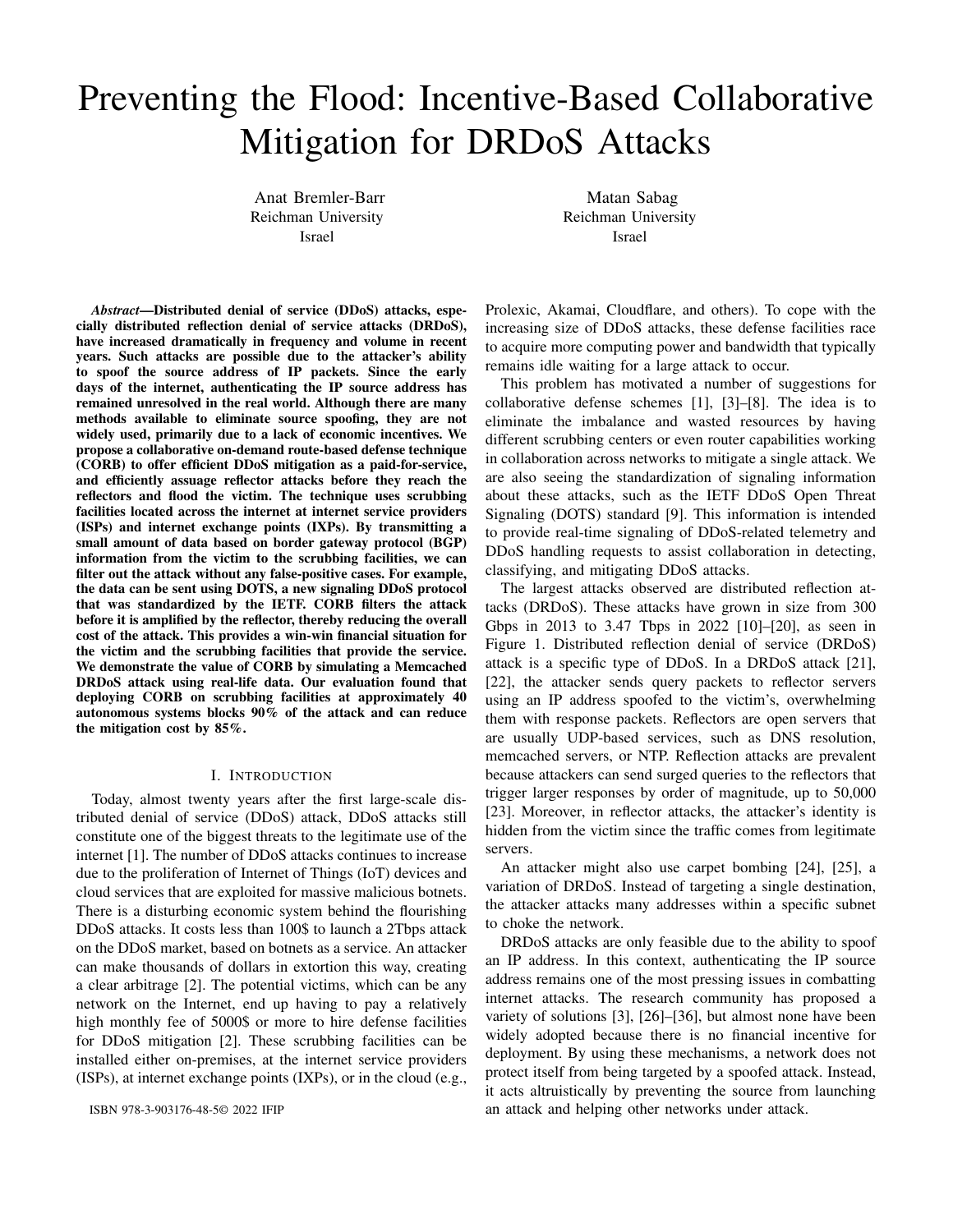# Preventing the Flood: Incentive-Based Collaborative Mitigation for DRDoS Attacks

Anat Bremler-Barr
Reichman University
Israel

Matan Sabag
Reichman University
Israel

***Abstract*—Distributed denial of service (DDoS) attacks, especially distributed reflection denial of service attacks (DRDoS), have increased dramatically in frequency and volume in recent years. Such attacks are possible due to the attacker's ability to spoof the source address of IP packets. Since the early days of the internet, authenticating the IP source address has remained unresolved in the real world. Although there are many methods available to eliminate source spoofing, they are not widely used, primarily due to a lack of economic incentives. We propose a collaborative on-demand route-based defense technique (CORB) to offer efficient DDoS mitigation as a paid-for-service, and efficiently assuage reflector attacks before they reach the reflectors and flood the victim. The technique uses scrubbing facilities located across the internet at internet service providers (ISPs) and internet exchange points (IXPs). By transmitting a small amount of data based on border gateway protocol (BGP) information from the victim to the scrubbing facilities, we can filter out the attack without any false-positive cases. For example, the data can be sent using DOTS, a new signaling DDoS protocol that was standardized by the IETF. CORB filters the attack before it is amplified by the reflector, thereby reducing the overall cost of the attack. This provides a win-win financial situation for the victim and the scrubbing facilities that provide the service. We demonstrate the value of CORB by simulating a Memcached DRDoS attack using real-life data. Our evaluation found that deploying CORB on scrubbing facilities at approximately 40 autonomous systems blocks 90% of the attack and can reduce the mitigation cost by 85%.**

## I. Introduction

Today, almost twenty years after the first large-scale distributed denial of service (DDoS) attack, DDoS attacks still constitute one of the biggest threats to the legitimate use of the internet [1]. The number of DDoS attacks continues to increase due to the proliferation of Internet of Things (IoT) devices and cloud services that are exploited for massive malicious botnets. There is a disturbing economic system behind the flourishing DDoS attacks. It costs less than 100$ to launch a 2Tbps attack on the DDoS market, based on botnets as a service. An attacker can make thousands of dollars in extortion this way, creating a clear arbitrage [2]. The potential victims, which can be any network on the Internet, end up having to pay a relatively high monthly fee of 5000$ or more to hire defense facilities for DDoS mitigation [2]. These scrubbing facilities can be installed either on-premises, at the internet service providers (ISPs), at internet exchange points (IXPs), or in the cloud (e.g., Prolexic, Akamai, Cloudflare, and others). To cope with the increasing size of DDoS attacks, these defense facilities race to acquire more computing power and bandwidth that typically remains idle waiting for a large attack to occur.

This problem has motivated a number of suggestions for collaborative defense schemes [1], [3]–[8]. The idea is to eliminate the imbalance and wasted resources by having different scrubbing centers or even router capabilities working in collaboration across networks to mitigate a single attack. We are also seeing the standardization of signaling information about these attacks, such as the IETF DDoS Open Threat Signaling (DOTS) standard [9]. This information is intended to provide real-time signaling of DDoS-related telemetry and DDoS handling requests to assist collaboration in detecting, classifying, and mitigating DDoS attacks.

The largest attacks observed are distributed reflection attacks (DRDoS). These attacks have grown in size from 300 Gbps in 2013 to 3.47 Tbps in 2022 [10]–[20], as seen in Figure 1. Distributed reflection denial of service (DRDoS) attack is a specific type of DDoS. In a DRDoS attack [21], [22], the attacker sends query packets to reflector servers using an IP address spoofed to the victim's, overwhelming them with response packets. Reflectors are open servers that are usually UDP-based services, such as DNS resolution, memcached servers, or NTP. Reflection attacks are prevalent because attackers can send surged queries to the reflectors that trigger larger responses by order of magnitude, up to 50,000 [23]. Moreover, in reflector attacks, the attacker's identity is hidden from the victim since the traffic comes from legitimate servers.

An attacker might also use carpet bombing [24], [25], a variation of DRDoS. Instead of targeting a single destination, the attacker attacks many addresses within a specific subnet to choke the network.

DRDoS attacks are only feasible due to the ability to spoof an IP address. In this context, authenticating the IP source address remains one of the most pressing issues in combatting internet attacks. The research community has proposed a variety of solutions [3], [26]–[36], but almost none have been widely adopted because there is no financial incentive for deployment. By using these mechanisms, a network does not protect itself from being targeted by a spoofed attack. Instead, it acts altruistically by preventing the source from launching an attack and helping other networks under attack.

ISBN 978-3-903176-48-5© 2022 IFIP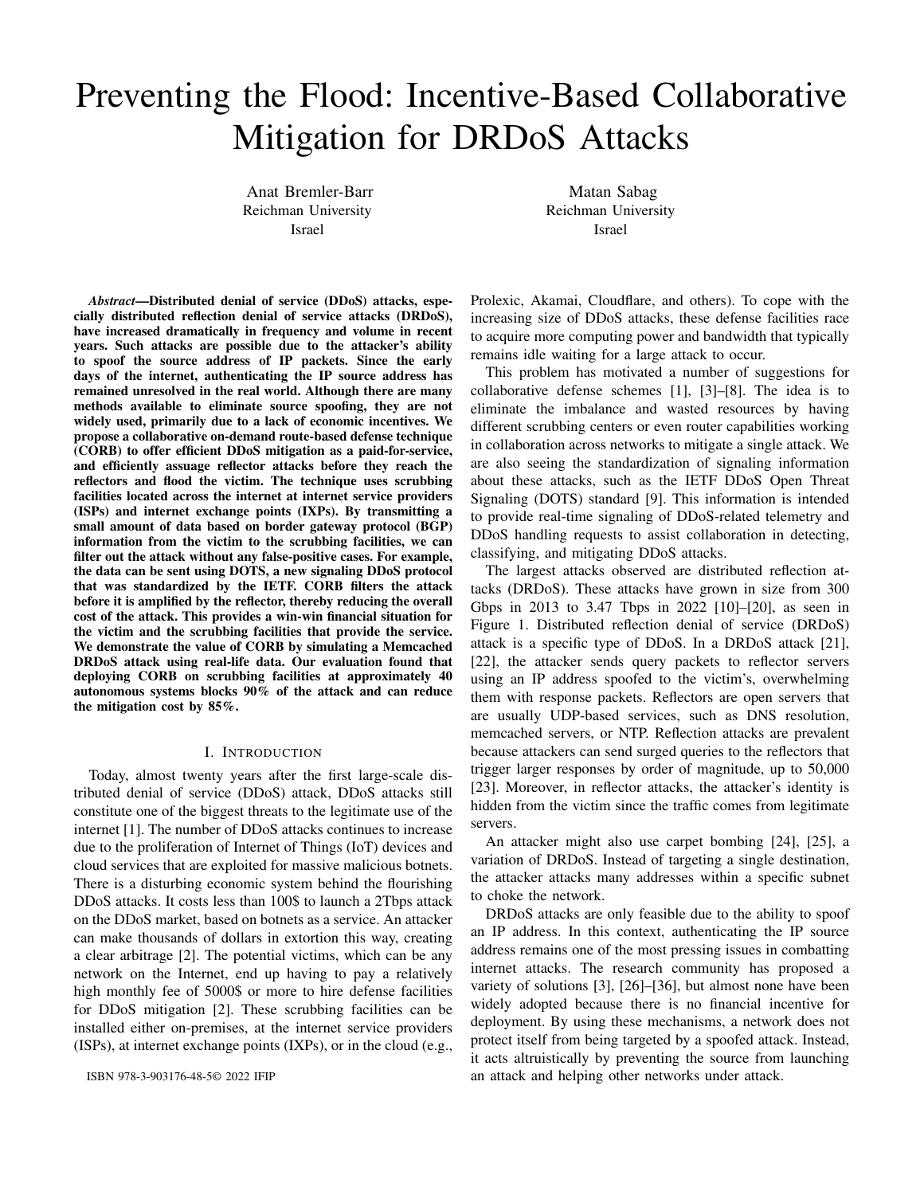# Preventing the Flood: Incentive-Based Collaborative Mitigation for DRDoS Attacks

Anat Bremler-Barr
Reichman University
Israel

Matan Sabag
Reichman University
Israel

***Abstract*—Distributed denial of service (DDoS) attacks, especially distributed reflection denial of service attacks (DRDoS), have increased dramatically in frequency and volume in recent years. Such attacks are possible due to the attacker's ability to spoof the source address of IP packets. Since the early days of the internet, authenticating the IP source address has remained unresolved in the real world. Although there are many methods available to eliminate source spoofing, they are not widely used, primarily due to a lack of economic incentives. We propose a collaborative on-demand route-based defense technique (CORB) to offer efficient DDoS mitigation as a paid-for-service, and efficiently assuage reflector attacks before they reach the reflectors and flood the victim. The technique uses scrubbing facilities located across the internet at internet service providers (ISPs) and internet exchange points (IXPs). By transmitting a small amount of data based on border gateway protocol (BGP) information from the victim to the scrubbing facilities, we can filter out the attack without any false-positive cases. For example, the data can be sent using DOTS, a new signaling DDoS protocol that was standardized by the IETF. CORB filters the attack before it is amplified by the reflector, thereby reducing the overall cost of the attack. This provides a win-win financial situation for the victim and the scrubbing facilities that provide the service. We demonstrate the value of CORB by simulating a Memcached DRDoS attack using real-life data. Our evaluation found that deploying CORB on scrubbing facilities at approximately 40 autonomous systems blocks 90% of the attack and can reduce the mitigation cost by 85%.**

## I. Introduction

Today, almost twenty years after the first large-scale distributed denial of service (DDoS) attack, DDoS attacks still constitute one of the biggest threats to the legitimate use of the internet [1]. The number of DDoS attacks continues to increase due to the proliferation of Internet of Things (IoT) devices and cloud services that are exploited for massive malicious botnets. There is a disturbing economic system behind the flourishing DDoS attacks. It costs less than 100$ to launch a 2Tbps attack on the DDoS market, based on botnets as a service. An attacker can make thousands of dollars in extortion this way, creating a clear arbitrage [2]. The potential victims, which can be any network on the Internet, end up having to pay a relatively high monthly fee of 5000$ or more to hire defense facilities for DDoS mitigation [2]. These scrubbing facilities can be installed either on-premises, at the internet service providers (ISPs), at internet exchange points (IXPs), or in the cloud (e.g., Prolexic, Akamai, Cloudflare, and others). To cope with the increasing size of DDoS attacks, these defense facilities race to acquire more computing power and bandwidth that typically remains idle waiting for a large attack to occur.

This problem has motivated a number of suggestions for collaborative defense schemes [1], [3]–[8]. The idea is to eliminate the imbalance and wasted resources by having different scrubbing centers or even router capabilities working in collaboration across networks to mitigate a single attack. We are also seeing the standardization of signaling information about these attacks, such as the IETF DDoS Open Threat Signaling (DOTS) standard [9]. This information is intended to provide real-time signaling of DDoS-related telemetry and DDoS handling requests to assist collaboration in detecting, classifying, and mitigating DDoS attacks.

The largest attacks observed are distributed reflection attacks (DRDoS). These attacks have grown in size from 300 Gbps in 2013 to 3.47 Tbps in 2022 [10]–[20], as seen in Figure 1. Distributed reflection denial of service (DRDoS) attack is a specific type of DDoS. In a DRDoS attack [21], [22], the attacker sends query packets to reflector servers using an IP address spoofed to the victim's, overwhelming them with response packets. Reflectors are open servers that are usually UDP-based services, such as DNS resolution, memcached servers, or NTP. Reflection attacks are prevalent because attackers can send surged queries to the reflectors that trigger larger responses by order of magnitude, up to 50,000 [23]. Moreover, in reflector attacks, the attacker's identity is hidden from the victim since the traffic comes from legitimate servers.

An attacker might also use carpet bombing [24], [25], a variation of DRDoS. Instead of targeting a single destination, the attacker attacks many addresses within a specific subnet to choke the network.

DRDoS attacks are only feasible due to the ability to spoof an IP address. In this context, authenticating the IP source address remains one of the most pressing issues in combatting internet attacks. The research community has proposed a variety of solutions [3], [26]–[36], but almost none have been widely adopted because there is no financial incentive for deployment. By using these mechanisms, a network does not protect itself from being targeted by a spoofed attack. Instead, it acts altruistically by preventing the source from launching an attack and helping other networks under attack.

ISBN 978-3-903176-48-5© 2022 IFIP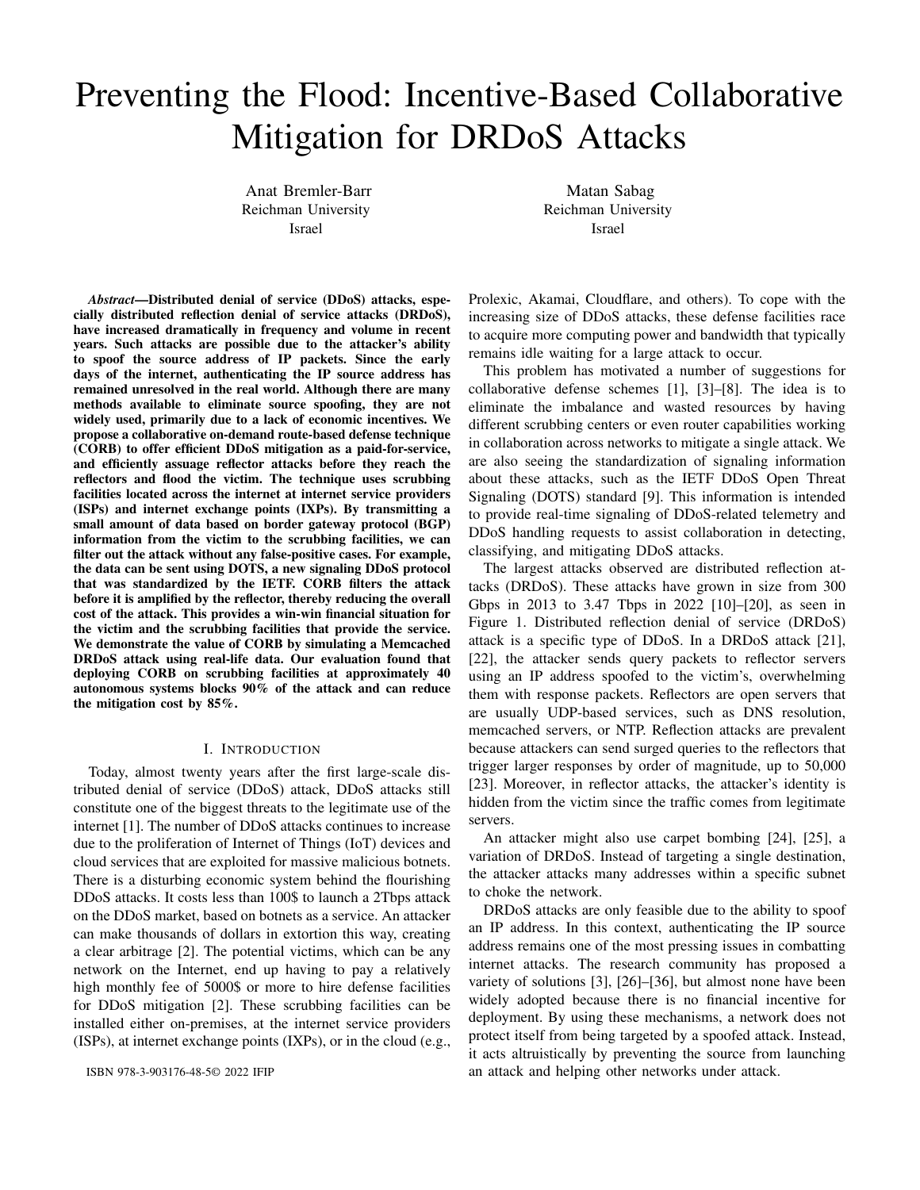# Preventing the Flood: Incentive-Based Collaborative Mitigation for DRDoS Attacks

Anat Bremler-Barr
Reichman University
Israel

Matan Sabag
Reichman University
Israel

***Abstract*—Distributed denial of service (DDoS) attacks, especially distributed reflection denial of service attacks (DRDoS), have increased dramatically in frequency and volume in recent years. Such attacks are possible due to the attacker's ability to spoof the source address of IP packets. Since the early days of the internet, authenticating the IP source address has remained unresolved in the real world. Although there are many methods available to eliminate source spoofing, they are not widely used, primarily due to a lack of economic incentives. We propose a collaborative on-demand route-based defense technique (CORB) to offer efficient DDoS mitigation as a paid-for-service, and efficiently assuage reflector attacks before they reach the reflectors and flood the victim. The technique uses scrubbing facilities located across the internet at internet service providers (ISPs) and internet exchange points (IXPs). By transmitting a small amount of data based on border gateway protocol (BGP) information from the victim to the scrubbing facilities, we can filter out the attack without any false-positive cases. For example, the data can be sent using DOTS, a new signaling DDoS protocol that was standardized by the IETF. CORB filters the attack before it is amplified by the reflector, thereby reducing the overall cost of the attack. This provides a win-win financial situation for the victim and the scrubbing facilities that provide the service. We demonstrate the value of CORB by simulating a Memcached DRDoS attack using real-life data. Our evaluation found that deploying CORB on scrubbing facilities at approximately 40 autonomous systems blocks 90% of the attack and can reduce the mitigation cost by 85%.**

## I. Introduction

Today, almost twenty years after the first large-scale distributed denial of service (DDoS) attack, DDoS attacks still constitute one of the biggest threats to the legitimate use of the internet [1]. The number of DDoS attacks continues to increase due to the proliferation of Internet of Things (IoT) devices and cloud services that are exploited for massive malicious botnets. There is a disturbing economic system behind the flourishing DDoS attacks. It costs less than 100$ to launch a 2Tbps attack on the DDoS market, based on botnets as a service. An attacker can make thousands of dollars in extortion this way, creating a clear arbitrage [2]. The potential victims, which can be any network on the Internet, end up having to pay a relatively high monthly fee of 5000$ or more to hire defense facilities for DDoS mitigation [2]. These scrubbing facilities can be installed either on-premises, at the internet service providers (ISPs), at internet exchange points (IXPs), or in the cloud (e.g., Prolexic, Akamai, Cloudflare, and others). To cope with the increasing size of DDoS attacks, these defense facilities race to acquire more computing power and bandwidth that typically remains idle waiting for a large attack to occur.

This problem has motivated a number of suggestions for collaborative defense schemes [1], [3]–[8]. The idea is to eliminate the imbalance and wasted resources by having different scrubbing centers or even router capabilities working in collaboration across networks to mitigate a single attack. We are also seeing the standardization of signaling information about these attacks, such as the IETF DDoS Open Threat Signaling (DOTS) standard [9]. This information is intended to provide real-time signaling of DDoS-related telemetry and DDoS handling requests to assist collaboration in detecting, classifying, and mitigating DDoS attacks.

The largest attacks observed are distributed reflection attacks (DRDoS). These attacks have grown in size from 300 Gbps in 2013 to 3.47 Tbps in 2022 [10]–[20], as seen in Figure 1. Distributed reflection denial of service (DRDoS) attack is a specific type of DDoS. In a DRDoS attack [21], [22], the attacker sends query packets to reflector servers using an IP address spoofed to the victim's, overwhelming them with response packets. Reflectors are open servers that are usually UDP-based services, such as DNS resolution, memcached servers, or NTP. Reflection attacks are prevalent because attackers can send surged queries to the reflectors that trigger larger responses by order of magnitude, up to 50,000 [23]. Moreover, in reflector attacks, the attacker's identity is hidden from the victim since the traffic comes from legitimate servers.

An attacker might also use carpet bombing [24], [25], a variation of DRDoS. Instead of targeting a single destination, the attacker attacks many addresses within a specific subnet to choke the network.

DRDoS attacks are only feasible due to the ability to spoof an IP address. In this context, authenticating the IP source address remains one of the most pressing issues in combatting internet attacks. The research community has proposed a variety of solutions [3], [26]–[36], but almost none have been widely adopted because there is no financial incentive for deployment. By using these mechanisms, a network does not protect itself from being targeted by a spoofed attack. Instead, it acts altruistically by preventing the source from launching an attack and helping other networks under attack.

ISBN 978-3-903176-48-5© 2022 IFIP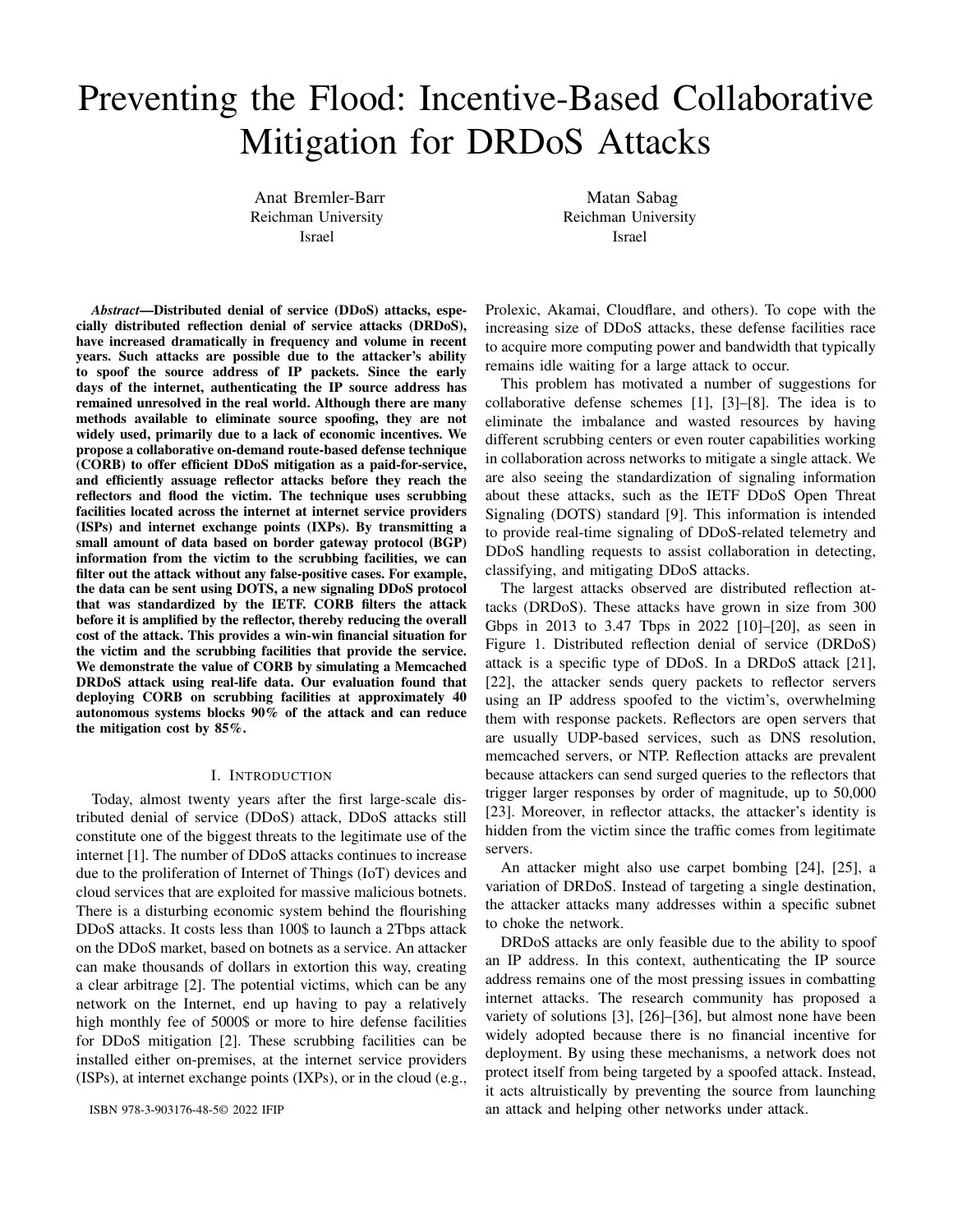# Preventing the Flood: Incentive-Based Collaborative Mitigation for DRDoS Attacks

Anat Bremler-Barr
Reichman University
Israel

Matan Sabag
Reichman University
Israel

***Abstract*—Distributed denial of service (DDoS) attacks, especially distributed reflection denial of service attacks (DRDoS), have increased dramatically in frequency and volume in recent years. Such attacks are possible due to the attacker's ability to spoof the source address of IP packets. Since the early days of the internet, authenticating the IP source address has remained unresolved in the real world. Although there are many methods available to eliminate source spoofing, they are not widely used, primarily due to a lack of economic incentives. We propose a collaborative on-demand route-based defense technique (CORB) to offer efficient DDoS mitigation as a paid-for-service, and efficiently assuage reflector attacks before they reach the reflectors and flood the victim. The technique uses scrubbing facilities located across the internet at internet service providers (ISPs) and internet exchange points (IXPs). By transmitting a small amount of data based on border gateway protocol (BGP) information from the victim to the scrubbing facilities, we can filter out the attack without any false-positive cases. For example, the data can be sent using DOTS, a new signaling DDoS protocol that was standardized by the IETF. CORB filters the attack before it is amplified by the reflector, thereby reducing the overall cost of the attack. This provides a win-win financial situation for the victim and the scrubbing facilities that provide the service. We demonstrate the value of CORB by simulating a Memcached DRDoS attack using real-life data. Our evaluation found that deploying CORB on scrubbing facilities at approximately 40 autonomous systems blocks 90% of the attack and can reduce the mitigation cost by 85%.**

## I. Introduction

Today, almost twenty years after the first large-scale distributed denial of service (DDoS) attack, DDoS attacks still constitute one of the biggest threats to the legitimate use of the internet [1]. The number of DDoS attacks continues to increase due to the proliferation of Internet of Things (IoT) devices and cloud services that are exploited for massive malicious botnets. There is a disturbing economic system behind the flourishing DDoS attacks. It costs less than 100$ to launch a 2Tbps attack on the DDoS market, based on botnets as a service. An attacker can make thousands of dollars in extortion this way, creating a clear arbitrage [2]. The potential victims, which can be any network on the Internet, end up having to pay a relatively high monthly fee of 5000$ or more to hire defense facilities for DDoS mitigation [2]. These scrubbing facilities can be installed either on-premises, at the internet service providers (ISPs), at internet exchange points (IXPs), or in the cloud (e.g., Prolexic, Akamai, Cloudflare, and others). To cope with the increasing size of DDoS attacks, these defense facilities race to acquire more computing power and bandwidth that typically remains idle waiting for a large attack to occur.

This problem has motivated a number of suggestions for collaborative defense schemes [1], [3]–[8]. The idea is to eliminate the imbalance and wasted resources by having different scrubbing centers or even router capabilities working in collaboration across networks to mitigate a single attack. We are also seeing the standardization of signaling information about these attacks, such as the IETF DDoS Open Threat Signaling (DOTS) standard [9]. This information is intended to provide real-time signaling of DDoS-related telemetry and DDoS handling requests to assist collaboration in detecting, classifying, and mitigating DDoS attacks.

The largest attacks observed are distributed reflection attacks (DRDoS). These attacks have grown in size from 300 Gbps in 2013 to 3.47 Tbps in 2022 [10]–[20], as seen in Figure 1. Distributed reflection denial of service (DRDoS) attack is a specific type of DDoS. In a DRDoS attack [21], [22], the attacker sends query packets to reflector servers using an IP address spoofed to the victim's, overwhelming them with response packets. Reflectors are open servers that are usually UDP-based services, such as DNS resolution, memcached servers, or NTP. Reflection attacks are prevalent because attackers can send surged queries to the reflectors that trigger larger responses by order of magnitude, up to 50,000 [23]. Moreover, in reflector attacks, the attacker's identity is hidden from the victim since the traffic comes from legitimate servers.

An attacker might also use carpet bombing [24], [25], a variation of DRDoS. Instead of targeting a single destination, the attacker attacks many addresses within a specific subnet to choke the network.

DRDoS attacks are only feasible due to the ability to spoof an IP address. In this context, authenticating the IP source address remains one of the most pressing issues in combatting internet attacks. The research community has proposed a variety of solutions [3], [26]–[36], but almost none have been widely adopted because there is no financial incentive for deployment. By using these mechanisms, a network does not protect itself from being targeted by a spoofed attack. Instead, it acts altruistically by preventing the source from launching an attack and helping other networks under attack.

ISBN 978-3-903176-48-5© 2022 IFIP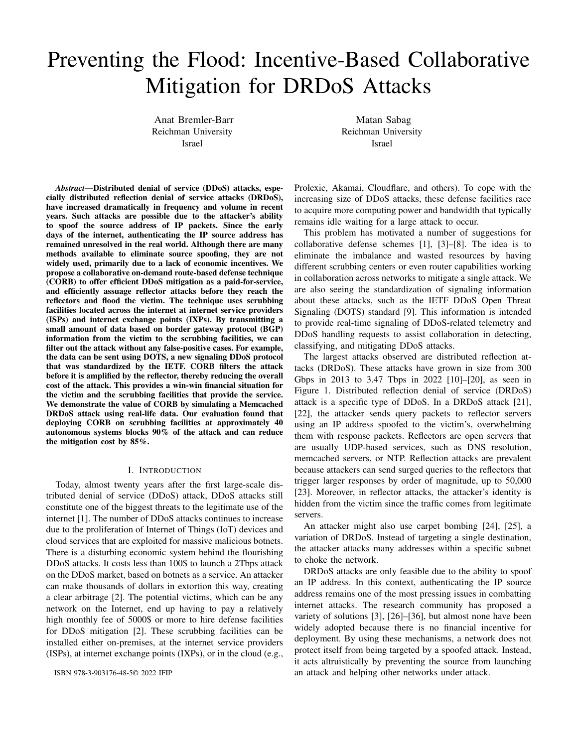# Preventing the Flood: Incentive-Based Collaborative Mitigation for DRDoS Attacks

Anat Bremler-Barr
Reichman University
Israel

Matan Sabag
Reichman University
Israel

***Abstract*—Distributed denial of service (DDoS) attacks, especially distributed reflection denial of service attacks (DRDoS), have increased dramatically in frequency and volume in recent years. Such attacks are possible due to the attacker's ability to spoof the source address of IP packets. Since the early days of the internet, authenticating the IP source address has remained unresolved in the real world. Although there are many methods available to eliminate source spoofing, they are not widely used, primarily due to a lack of economic incentives. We propose a collaborative on-demand route-based defense technique (CORB) to offer efficient DDoS mitigation as a paid-for-service, and efficiently assuage reflector attacks before they reach the reflectors and flood the victim. The technique uses scrubbing facilities located across the internet at internet service providers (ISPs) and internet exchange points (IXPs). By transmitting a small amount of data based on border gateway protocol (BGP) information from the victim to the scrubbing facilities, we can filter out the attack without any false-positive cases. For example, the data can be sent using DOTS, a new signaling DDoS protocol that was standardized by the IETF. CORB filters the attack before it is amplified by the reflector, thereby reducing the overall cost of the attack. This provides a win-win financial situation for the victim and the scrubbing facilities that provide the service. We demonstrate the value of CORB by simulating a Memcached DRDoS attack using real-life data. Our evaluation found that deploying CORB on scrubbing facilities at approximately 40 autonomous systems blocks 90% of the attack and can reduce the mitigation cost by 85%.**

## I. Introduction

Today, almost twenty years after the first large-scale distributed denial of service (DDoS) attack, DDoS attacks still constitute one of the biggest threats to the legitimate use of the internet [1]. The number of DDoS attacks continues to increase due to the proliferation of Internet of Things (IoT) devices and cloud services that are exploited for massive malicious botnets. There is a disturbing economic system behind the flourishing DDoS attacks. It costs less than 100$ to launch a 2Tbps attack on the DDoS market, based on botnets as a service. An attacker can make thousands of dollars in extortion this way, creating a clear arbitrage [2]. The potential victims, which can be any network on the Internet, end up having to pay a relatively high monthly fee of 5000$ or more to hire defense facilities for DDoS mitigation [2]. These scrubbing facilities can be installed either on-premises, at the internet service providers (ISPs), at internet exchange points (IXPs), or in the cloud (e.g., Prolexic, Akamai, Cloudflare, and others). To cope with the increasing size of DDoS attacks, these defense facilities race to acquire more computing power and bandwidth that typically remains idle waiting for a large attack to occur.

This problem has motivated a number of suggestions for collaborative defense schemes [1], [3]–[8]. The idea is to eliminate the imbalance and wasted resources by having different scrubbing centers or even router capabilities working in collaboration across networks to mitigate a single attack. We are also seeing the standardization of signaling information about these attacks, such as the IETF DDoS Open Threat Signaling (DOTS) standard [9]. This information is intended to provide real-time signaling of DDoS-related telemetry and DDoS handling requests to assist collaboration in detecting, classifying, and mitigating DDoS attacks.

The largest attacks observed are distributed reflection attacks (DRDoS). These attacks have grown in size from 300 Gbps in 2013 to 3.47 Tbps in 2022 [10]–[20], as seen in Figure 1. Distributed reflection denial of service (DRDoS) attack is a specific type of DDoS. In a DRDoS attack [21], [22], the attacker sends query packets to reflector servers using an IP address spoofed to the victim's, overwhelming them with response packets. Reflectors are open servers that are usually UDP-based services, such as DNS resolution, memcached servers, or NTP. Reflection attacks are prevalent because attackers can send surged queries to the reflectors that trigger larger responses by order of magnitude, up to 50,000 [23]. Moreover, in reflector attacks, the attacker's identity is hidden from the victim since the traffic comes from legitimate servers.

An attacker might also use carpet bombing [24], [25], a variation of DRDoS. Instead of targeting a single destination, the attacker attacks many addresses within a specific subnet to choke the network.

DRDoS attacks are only feasible due to the ability to spoof an IP address. In this context, authenticating the IP source address remains one of the most pressing issues in combatting internet attacks. The research community has proposed a variety of solutions [3], [26]–[36], but almost none have been widely adopted because there is no financial incentive for deployment. By using these mechanisms, a network does not protect itself from being targeted by a spoofed attack. Instead, it acts altruistically by preventing the source from launching an attack and helping other networks under attack.

ISBN 978-3-903176-48-5© 2022 IFIP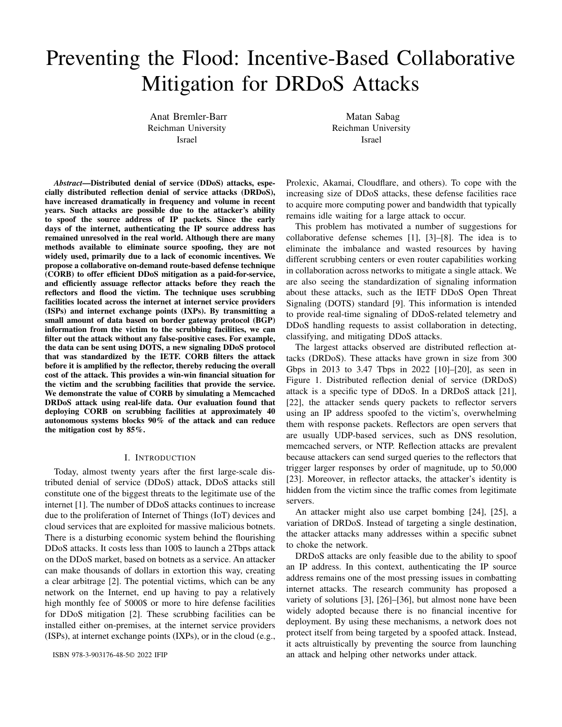# Preventing the Flood: Incentive-Based Collaborative Mitigation for DRDoS Attacks

Anat Bremler-Barr
Reichman University
Israel

Matan Sabag
Reichman University
Israel

***Abstract*—Distributed denial of service (DDoS) attacks, especially distributed reflection denial of service attacks (DRDoS), have increased dramatically in frequency and volume in recent years. Such attacks are possible due to the attacker's ability to spoof the source address of IP packets. Since the early days of the internet, authenticating the IP source address has remained unresolved in the real world. Although there are many methods available to eliminate source spoofing, they are not widely used, primarily due to a lack of economic incentives. We propose a collaborative on-demand route-based defense technique (CORB) to offer efficient DDoS mitigation as a paid-for-service, and efficiently assuage reflector attacks before they reach the reflectors and flood the victim. The technique uses scrubbing facilities located across the internet at internet service providers (ISPs) and internet exchange points (IXPs). By transmitting a small amount of data based on border gateway protocol (BGP) information from the victim to the scrubbing facilities, we can filter out the attack without any false-positive cases. For example, the data can be sent using DOTS, a new signaling DDoS protocol that was standardized by the IETF. CORB filters the attack before it is amplified by the reflector, thereby reducing the overall cost of the attack. This provides a win-win financial situation for the victim and the scrubbing facilities that provide the service. We demonstrate the value of CORB by simulating a Memcached DRDoS attack using real-life data. Our evaluation found that deploying CORB on scrubbing facilities at approximately 40 autonomous systems blocks 90% of the attack and can reduce the mitigation cost by 85%.**

## I. Introduction

Today, almost twenty years after the first large-scale distributed denial of service (DDoS) attack, DDoS attacks still constitute one of the biggest threats to the legitimate use of the internet [1]. The number of DDoS attacks continues to increase due to the proliferation of Internet of Things (IoT) devices and cloud services that are exploited for massive malicious botnets. There is a disturbing economic system behind the flourishing DDoS attacks. It costs less than 100$ to launch a 2Tbps attack on the DDoS market, based on botnets as a service. An attacker can make thousands of dollars in extortion this way, creating a clear arbitrage [2]. The potential victims, which can be any network on the Internet, end up having to pay a relatively high monthly fee of 5000$ or more to hire defense facilities for DDoS mitigation [2]. These scrubbing facilities can be installed either on-premises, at the internet service providers (ISPs), at internet exchange points (IXPs), or in the cloud (e.g., Prolexic, Akamai, Cloudflare, and others). To cope with the increasing size of DDoS attacks, these defense facilities race to acquire more computing power and bandwidth that typically remains idle waiting for a large attack to occur.

This problem has motivated a number of suggestions for collaborative defense schemes [1], [3]–[8]. The idea is to eliminate the imbalance and wasted resources by having different scrubbing centers or even router capabilities working in collaboration across networks to mitigate a single attack. We are also seeing the standardization of signaling information about these attacks, such as the IETF DDoS Open Threat Signaling (DOTS) standard [9]. This information is intended to provide real-time signaling of DDoS-related telemetry and DDoS handling requests to assist collaboration in detecting, classifying, and mitigating DDoS attacks.

The largest attacks observed are distributed reflection attacks (DRDoS). These attacks have grown in size from 300 Gbps in 2013 to 3.47 Tbps in 2022 [10]–[20], as seen in Figure 1. Distributed reflection denial of service (DRDoS) attack is a specific type of DDoS. In a DRDoS attack [21], [22], the attacker sends query packets to reflector servers using an IP address spoofed to the victim's, overwhelming them with response packets. Reflectors are open servers that are usually UDP-based services, such as DNS resolution, memcached servers, or NTP. Reflection attacks are prevalent because attackers can send surged queries to the reflectors that trigger larger responses by order of magnitude, up to 50,000 [23]. Moreover, in reflector attacks, the attacker's identity is hidden from the victim since the traffic comes from legitimate servers.

An attacker might also use carpet bombing [24], [25], a variation of DRDoS. Instead of targeting a single destination, the attacker attacks many addresses within a specific subnet to choke the network.

DRDoS attacks are only feasible due to the ability to spoof an IP address. In this context, authenticating the IP source address remains one of the most pressing issues in combatting internet attacks. The research community has proposed a variety of solutions [3], [26]–[36], but almost none have been widely adopted because there is no financial incentive for deployment. By using these mechanisms, a network does not protect itself from being targeted by a spoofed attack. Instead, it acts altruistically by preventing the source from launching an attack and helping other networks under attack.

ISBN 978-3-903176-48-5© 2022 IFIP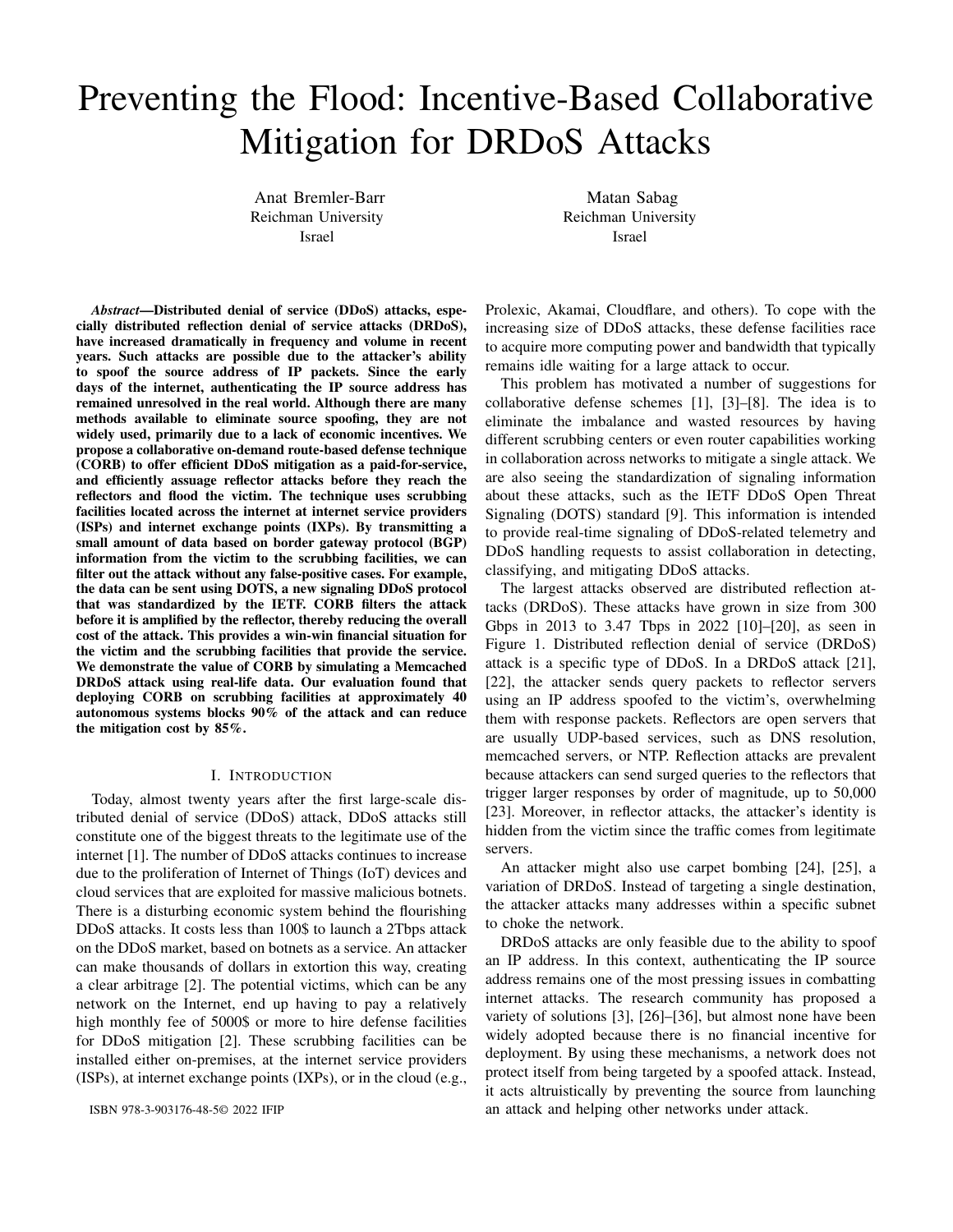# Preventing the Flood: Incentive-Based Collaborative Mitigation for DRDoS Attacks

Anat Bremler-Barr
Reichman University
Israel

Matan Sabag
Reichman University
Israel

***Abstract*—Distributed denial of service (DDoS) attacks, especially distributed reflection denial of service attacks (DRDoS), have increased dramatically in frequency and volume in recent years. Such attacks are possible due to the attacker's ability to spoof the source address of IP packets. Since the early days of the internet, authenticating the IP source address has remained unresolved in the real world. Although there are many methods available to eliminate source spoofing, they are not widely used, primarily due to a lack of economic incentives. We propose a collaborative on-demand route-based defense technique (CORB) to offer efficient DDoS mitigation as a paid-for-service, and efficiently assuage reflector attacks before they reach the reflectors and flood the victim. The technique uses scrubbing facilities located across the internet at internet service providers (ISPs) and internet exchange points (IXPs). By transmitting a small amount of data based on border gateway protocol (BGP) information from the victim to the scrubbing facilities, we can filter out the attack without any false-positive cases. For example, the data can be sent using DOTS, a new signaling DDoS protocol that was standardized by the IETF. CORB filters the attack before it is amplified by the reflector, thereby reducing the overall cost of the attack. This provides a win-win financial situation for the victim and the scrubbing facilities that provide the service. We demonstrate the value of CORB by simulating a Memcached DRDoS attack using real-life data. Our evaluation found that deploying CORB on scrubbing facilities at approximately 40 autonomous systems blocks 90% of the attack and can reduce the mitigation cost by 85%.**

## I. Introduction

Today, almost twenty years after the first large-scale distributed denial of service (DDoS) attack, DDoS attacks still constitute one of the biggest threats to the legitimate use of the internet [1]. The number of DDoS attacks continues to increase due to the proliferation of Internet of Things (IoT) devices and cloud services that are exploited for massive malicious botnets. There is a disturbing economic system behind the flourishing DDoS attacks. It costs less than 100$ to launch a 2Tbps attack on the DDoS market, based on botnets as a service. An attacker can make thousands of dollars in extortion this way, creating a clear arbitrage [2]. The potential victims, which can be any network on the Internet, end up having to pay a relatively high monthly fee of 5000$ or more to hire defense facilities for DDoS mitigation [2]. These scrubbing facilities can be installed either on-premises, at the internet service providers (ISPs), at internet exchange points (IXPs), or in the cloud (e.g., Prolexic, Akamai, Cloudflare, and others). To cope with the increasing size of DDoS attacks, these defense facilities race to acquire more computing power and bandwidth that typically remains idle waiting for a large attack to occur.

This problem has motivated a number of suggestions for collaborative defense schemes [1], [3]–[8]. The idea is to eliminate the imbalance and wasted resources by having different scrubbing centers or even router capabilities working in collaboration across networks to mitigate a single attack. We are also seeing the standardization of signaling information about these attacks, such as the IETF DDoS Open Threat Signaling (DOTS) standard [9]. This information is intended to provide real-time signaling of DDoS-related telemetry and DDoS handling requests to assist collaboration in detecting, classifying, and mitigating DDoS attacks.

The largest attacks observed are distributed reflection attacks (DRDoS). These attacks have grown in size from 300 Gbps in 2013 to 3.47 Tbps in 2022 [10]–[20], as seen in Figure 1. Distributed reflection denial of service (DRDoS) attack is a specific type of DDoS. In a DRDoS attack [21], [22], the attacker sends query packets to reflector servers using an IP address spoofed to the victim's, overwhelming them with response packets. Reflectors are open servers that are usually UDP-based services, such as DNS resolution, memcached servers, or NTP. Reflection attacks are prevalent because attackers can send surged queries to the reflectors that trigger larger responses by order of magnitude, up to 50,000 [23]. Moreover, in reflector attacks, the attacker's identity is hidden from the victim since the traffic comes from legitimate servers.

An attacker might also use carpet bombing [24], [25], a variation of DRDoS. Instead of targeting a single destination, the attacker attacks many addresses within a specific subnet to choke the network.

DRDoS attacks are only feasible due to the ability to spoof an IP address. In this context, authenticating the IP source address remains one of the most pressing issues in combatting internet attacks. The research community has proposed a variety of solutions [3], [26]–[36], but almost none have been widely adopted because there is no financial incentive for deployment. By using these mechanisms, a network does not protect itself from being targeted by a spoofed attack. Instead, it acts altruistically by preventing the source from launching an attack and helping other networks under attack.

ISBN 978-3-903176-48-5© 2022 IFIP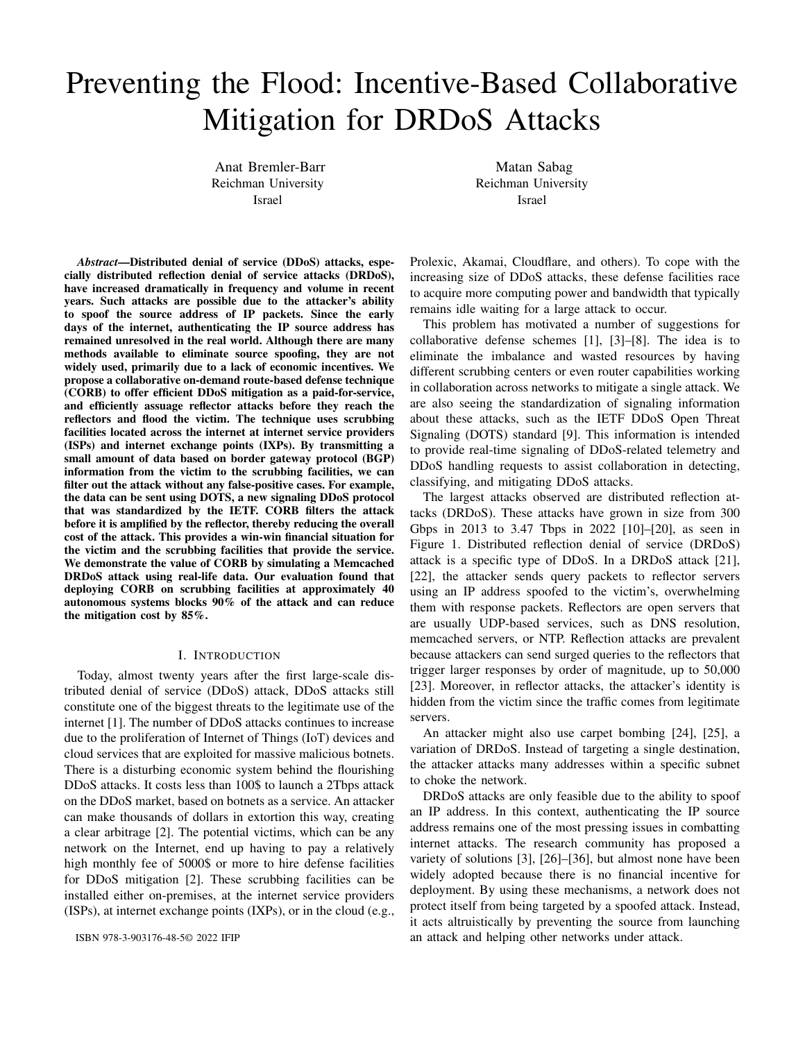# Preventing the Flood: Incentive-Based Collaborative Mitigation for DRDoS Attacks

Anat Bremler-Barr
Reichman University
Israel

Matan Sabag
Reichman University
Israel

***Abstract*—Distributed denial of service (DDoS) attacks, especially distributed reflection denial of service attacks (DRDoS), have increased dramatically in frequency and volume in recent years. Such attacks are possible due to the attacker's ability to spoof the source address of IP packets. Since the early days of the internet, authenticating the IP source address has remained unresolved in the real world. Although there are many methods available to eliminate source spoofing, they are not widely used, primarily due to a lack of economic incentives. We propose a collaborative on-demand route-based defense technique (CORB) to offer efficient DDoS mitigation as a paid-for-service, and efficiently assuage reflector attacks before they reach the reflectors and flood the victim. The technique uses scrubbing facilities located across the internet at internet service providers (ISPs) and internet exchange points (IXPs). By transmitting a small amount of data based on border gateway protocol (BGP) information from the victim to the scrubbing facilities, we can filter out the attack without any false-positive cases. For example, the data can be sent using DOTS, a new signaling DDoS protocol that was standardized by the IETF. CORB filters the attack before it is amplified by the reflector, thereby reducing the overall cost of the attack. This provides a win-win financial situation for the victim and the scrubbing facilities that provide the service. We demonstrate the value of CORB by simulating a Memcached DRDoS attack using real-life data. Our evaluation found that deploying CORB on scrubbing facilities at approximately 40 autonomous systems blocks 90% of the attack and can reduce the mitigation cost by 85%.**

## I. Introduction

Today, almost twenty years after the first large-scale distributed denial of service (DDoS) attack, DDoS attacks still constitute one of the biggest threats to the legitimate use of the internet [1]. The number of DDoS attacks continues to increase due to the proliferation of Internet of Things (IoT) devices and cloud services that are exploited for massive malicious botnets. There is a disturbing economic system behind the flourishing DDoS attacks. It costs less than 100$ to launch a 2Tbps attack on the DDoS market, based on botnets as a service. An attacker can make thousands of dollars in extortion this way, creating a clear arbitrage [2]. The potential victims, which can be any network on the Internet, end up having to pay a relatively high monthly fee of 5000$ or more to hire defense facilities for DDoS mitigation [2]. These scrubbing facilities can be installed either on-premises, at the internet service providers (ISPs), at internet exchange points (IXPs), or in the cloud (e.g., Prolexic, Akamai, Cloudflare, and others). To cope with the increasing size of DDoS attacks, these defense facilities race to acquire more computing power and bandwidth that typically remains idle waiting for a large attack to occur.

This problem has motivated a number of suggestions for collaborative defense schemes [1], [3]–[8]. The idea is to eliminate the imbalance and wasted resources by having different scrubbing centers or even router capabilities working in collaboration across networks to mitigate a single attack. We are also seeing the standardization of signaling information about these attacks, such as the IETF DDoS Open Threat Signaling (DOTS) standard [9]. This information is intended to provide real-time signaling of DDoS-related telemetry and DDoS handling requests to assist collaboration in detecting, classifying, and mitigating DDoS attacks.

The largest attacks observed are distributed reflection attacks (DRDoS). These attacks have grown in size from 300 Gbps in 2013 to 3.47 Tbps in 2022 [10]–[20], as seen in Figure 1. Distributed reflection denial of service (DRDoS) attack is a specific type of DDoS. In a DRDoS attack [21], [22], the attacker sends query packets to reflector servers using an IP address spoofed to the victim's, overwhelming them with response packets. Reflectors are open servers that are usually UDP-based services, such as DNS resolution, memcached servers, or NTP. Reflection attacks are prevalent because attackers can send surged queries to the reflectors that trigger larger responses by order of magnitude, up to 50,000 [23]. Moreover, in reflector attacks, the attacker's identity is hidden from the victim since the traffic comes from legitimate servers.

An attacker might also use carpet bombing [24], [25], a variation of DRDoS. Instead of targeting a single destination, the attacker attacks many addresses within a specific subnet to choke the network.

DRDoS attacks are only feasible due to the ability to spoof an IP address. In this context, authenticating the IP source address remains one of the most pressing issues in combatting internet attacks. The research community has proposed a variety of solutions [3], [26]–[36], but almost none have been widely adopted because there is no financial incentive for deployment. By using these mechanisms, a network does not protect itself from being targeted by a spoofed attack. Instead, it acts altruistically by preventing the source from launching an attack and helping other networks under attack.

ISBN 978-3-903176-48-5© 2022 IFIP